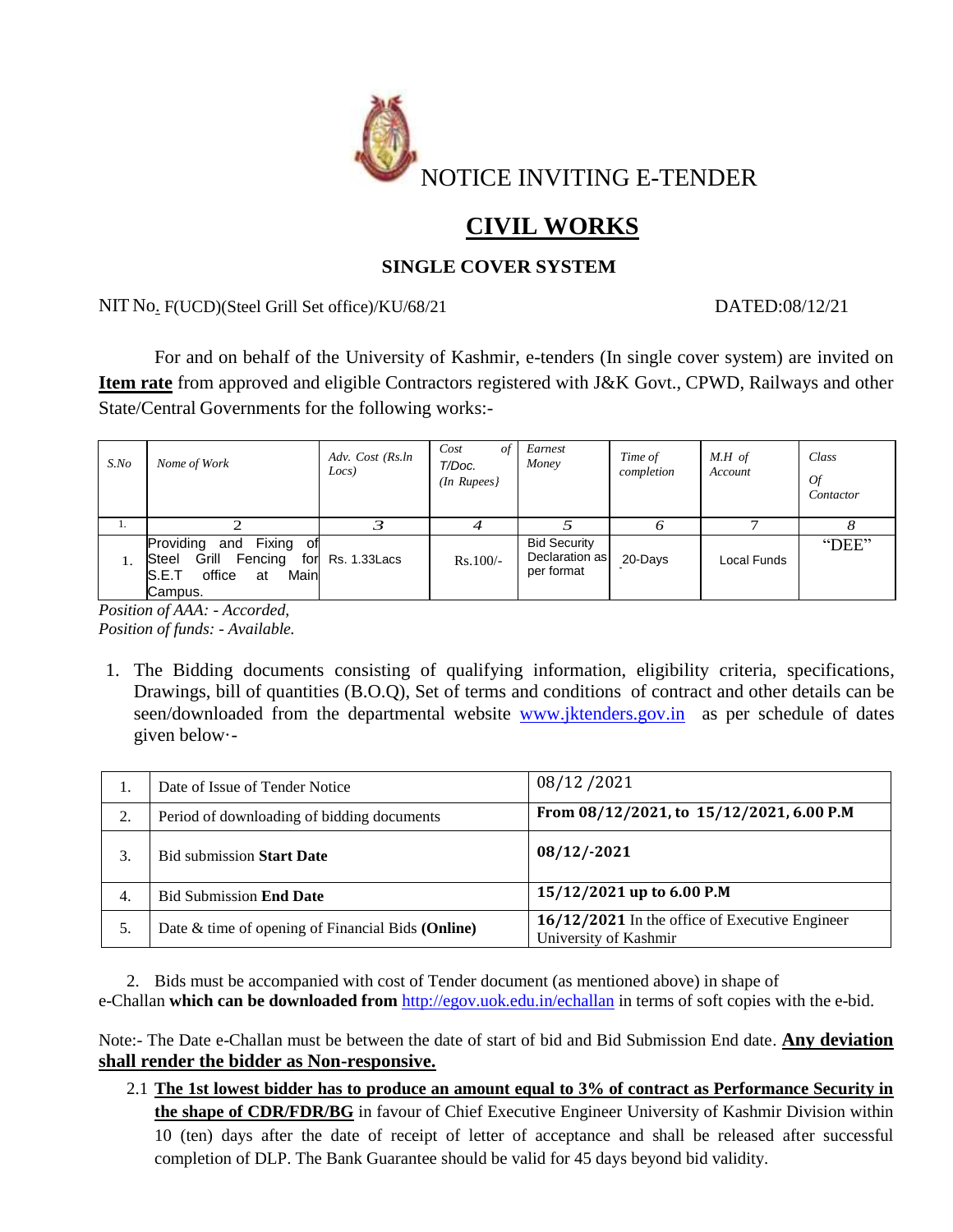# NOTICE INVITING E-TENDER

## CIVIL WORKS

### SINGLE COVER SYSTEM

NIT No. F(UCD)(Steel Grill Set office)/KU/68/21 DATED:08/12/21

For and on behalf of the University of Kashmir, e-tenders (In single cover system) are invited on **Item rate** from approved and eligible Contractors registered with J&K Govt., CPWD, Railways and other State/Central Governments for the following works:-

| S.No | Nome of Work | Adv. Cost (Rs.ln Locs) | Cost of T/Doc. (In Rupees} | Earnest Money | Time of completion | M.H of Account | Class Of Contactor |
|---|---|---|---|---|---|---|---|
| 1. | 2 | 3 | 4 | 5 | 6 | 7 | 8 |
| 1. | Providing and Fixing of Steel Grill Fencing for S.E.T office at Main Campus. | Rs. 1.33Lacs | Rs.100/- | Bid Security Declaration as per format | 20-Days | Local Funds | "DEE" |

*Position of AAA: - Accorded,*
*Position of funds: - Available.*

1. The Bidding documents consisting of qualifying information, eligibility criteria, specifications, Drawings, bill of quantities (B.O.Q), Set of terms and conditions of contract and other details can be seen/downloaded from the departmental website www.jktenders.gov.in as per schedule of dates given below·-

| | | |
|---|---|---|
| 1. | Date of Issue of Tender Notice | 08/12 /2021 |
| 2. | Period of downloading of bidding documents | **From 08/12/2021, to 15/12/2021, 6.00 P.M** |
| 3. | Bid submission **Start Date** | **08/12/-2021** |
| 4. | Bid Submission **End Date** | **15/12/2021 up to 6.00 P.M** |
| 5. | Date & time of opening of Financial Bids **(Online)** | **16/12/2021** In the office of Executive Engineer University of Kashmir |

2. Bids must be accompanied with cost of Tender document (as mentioned above) in shape of e-Challan **which can be downloaded from** http://egov.uok.edu.in/echallan in terms of soft copies with the e-bid.

Note:- The Date e-Challan must be between the date of start of bid and Bid Submission End date. **Any deviation shall render the bidder as Non-responsive.**

2.1 **The 1st lowest bidder has to produce an amount equal to 3% of contract as Performance Security in the shape of CDR/FDR/BG** in favour of Chief Executive Engineer University of Kashmir Division within 10 (ten) days after the date of receipt of letter of acceptance and shall be released after successful completion of DLP. The Bank Guarantee should be valid for 45 days beyond bid validity.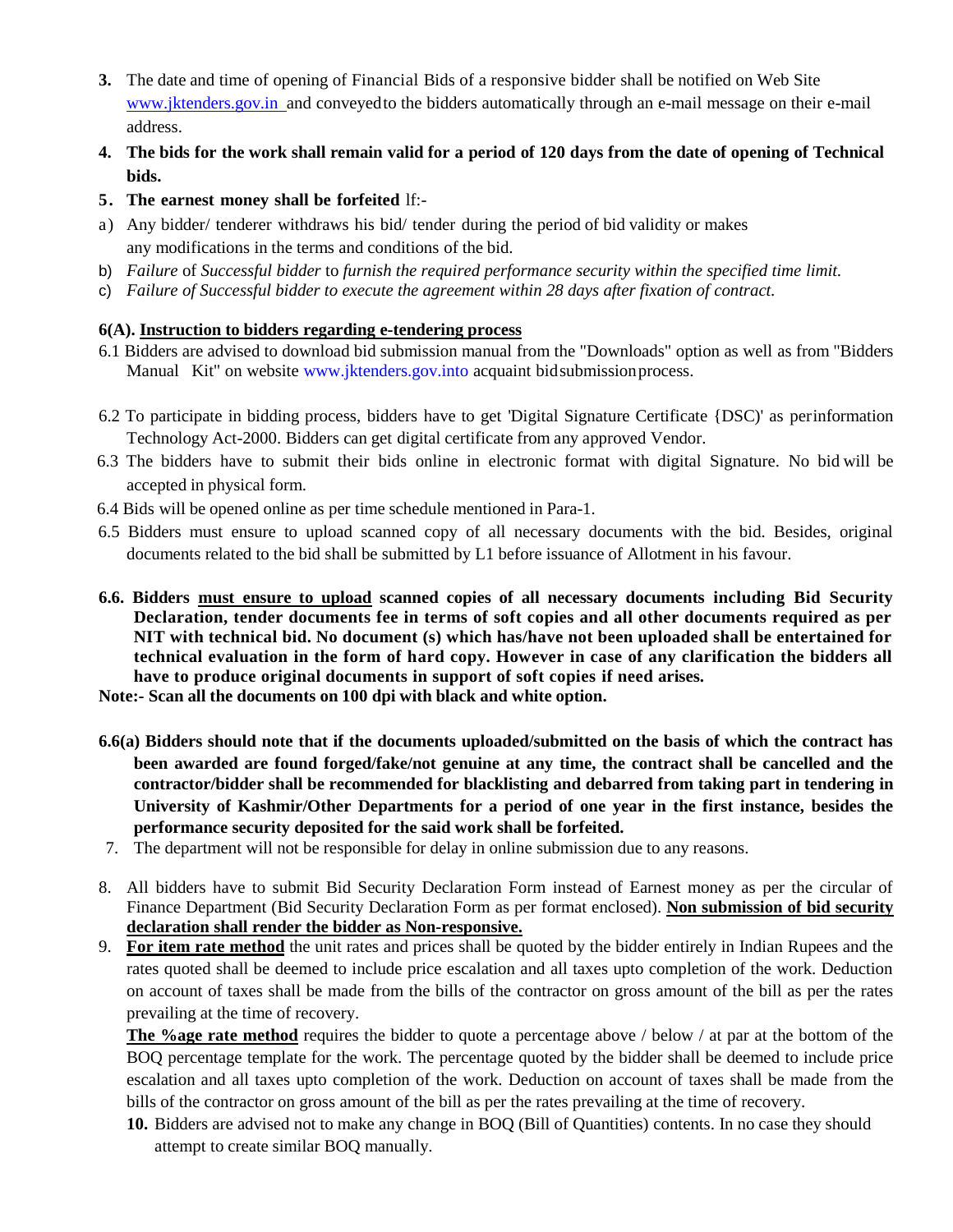3. The date and time of opening of Financial Bids of a responsive bidder shall be notified on Web Site www.jktenders.gov.in and conveyed to the bidders automatically through an e-mail message on their e-mail address.

4. **The bids for the work shall remain valid for a period of 120 days from the date of opening of Technical bids.**

5. **The earnest money shall be forfeited** lf:-

a) Any bidder/ tenderer withdraws his bid/ tender during the period of bid validity or makes any modifications in the terms and conditions of the bid.

b) *Failure* of *Successful bidder* to *furnish the required performance security within the specified time limit.*

c) *Failure of Successful bidder to execute the agreement within 28 days after fixation of contract.*

**6(A). <u>Instruction to bidders regarding e-tendering process</u>**

6.1 Bidders are advised to download bid submission manual from the "Downloads" option as well as from "Bidders Manual Kit" on website www.jktenders.gov.into acquaint bidsubmissionprocess.

6.2 To participate in bidding process, bidders have to get 'Digital Signature Certificate {DSC)' as perinformation Technology Act-2000. Bidders can get digital certificate from any approved Vendor.

6.3 The bidders have to submit their bids online in electronic format with digital Signature. No bid will be accepted in physical form.

6.4 Bids will be opened online as per time schedule mentioned in Para-1.

6.5 Bidders must ensure to upload scanned copy of all necessary documents with the bid. Besides, original documents related to the bid shall be submitted by L1 before issuance of Allotment in his favour.

**6.6. Bidders <u>must ensure to upload</u> scanned copies of all necessary documents including Bid Security Declaration, tender documents fee in terms of soft copies and all other documents required as per NIT with technical bid. No document (s) which has/have not been uploaded shall be entertained for technical evaluation in the form of hard copy. However in case of any clarification the bidders all have to produce original documents in support of soft copies if need arises.**

**Note:- Scan all the documents on 100 dpi with black and white option.**

**6.6(a) Bidders should note that if the documents uploaded/submitted on the basis of which the contract has been awarded are found forged/fake/not genuine at any time, the contract shall be cancelled and the contractor/bidder shall be recommended for blacklisting and debarred from taking part in tendering in University of Kashmir/Other Departments for a period of one year in the first instance, besides the performance security deposited for the said work shall be forfeited.**

7. The department will not be responsible for delay in online submission due to any reasons.

8. All bidders have to submit Bid Security Declaration Form instead of Earnest money as per the circular of Finance Department (Bid Security Declaration Form as per format enclosed). **<u>Non submission of bid security declaration shall render the bidder as Non-responsive.</u>**

9. **<u>For item rate method</u>** the unit rates and prices shall be quoted by the bidder entirely in Indian Rupees and the rates quoted shall be deemed to include price escalation and all taxes upto completion of the work. Deduction on account of taxes shall be made from the bills of the contractor on gross amount of the bill as per the rates prevailing at the time of recovery.

   **<u>The %age rate method</u>** requires the bidder to quote a percentage above / below / at par at the bottom of the BOQ percentage template for the work. The percentage quoted by the bidder shall be deemed to include price escalation and all taxes upto completion of the work. Deduction on account of taxes shall be made from the bills of the contractor on gross amount of the bill as per the rates prevailing at the time of recovery.

10. Bidders are advised not to make any change in BOQ (Bill of Quantities) contents. In no case they should attempt to create similar BOQ manually.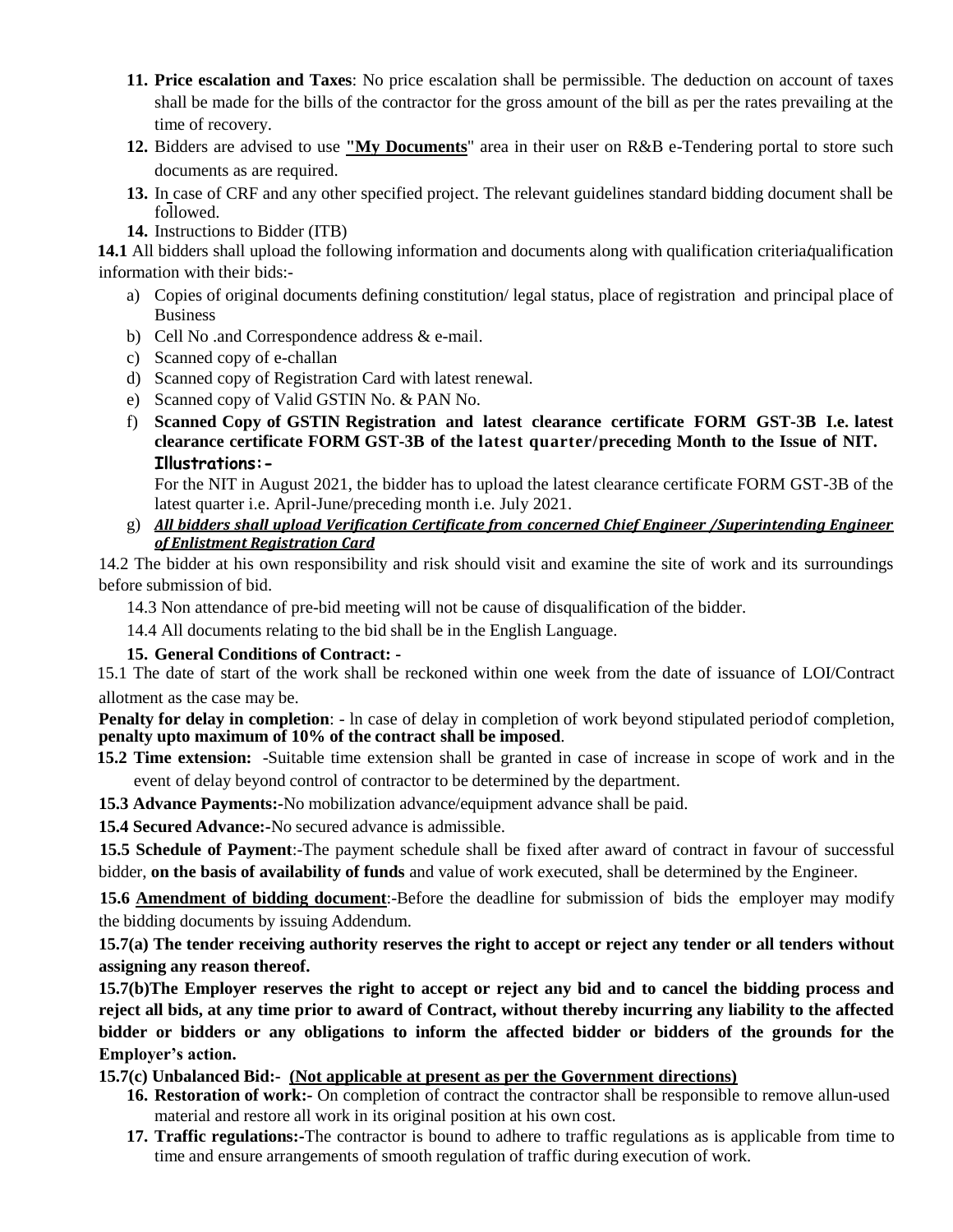11. **Price escalation and Taxes**: No price escalation shall be permissible. The deduction on account of taxes shall be made for the bills of the contractor for the gross amount of the bill as per the rates prevailing at the time of recovery.
12. Bidders are advised to use **"My Documents"** area in their user on R&B e-Tendering portal to store such documents as are required.
13. In case of CRF and any other specified project. The relevant guidelines standard bidding document shall be followed.
14. Instructions to Bidder (ITB)

**14.1** All bidders shall upload the following information and documents along with qualification criteria/qualification information with their bids:-

a) Copies of original documents defining constitution/ legal status, place of registration and principal place of Business
b) Cell No .and Correspondence address & e-mail.
c) Scanned copy of e-challan
d) Scanned copy of Registration Card with latest renewal.
e) Scanned copy of Valid GSTIN No. & PAN No.
f) **Scanned Copy of GSTIN Registration and latest clearance certificate FORM GST-3B I.e. latest clearance certificate FORM GST-3B of the latest quarter/preceding Month to the Issue of NIT.**
   **Illustrations:-**
   For the NIT in August 2021, the bidder has to upload the latest clearance certificate FORM GST-3B of the latest quarter i.e. April-June/preceding month i.e. July 2021.
g) ***All bidders shall upload Verification Certificate from concerned Chief Engineer /Superintending Engineer of Enlistment Registration Card***

14.2 The bidder at his own responsibility and risk should visit and examine the site of work and its surroundings before submission of bid.

14.3 Non attendance of pre-bid meeting will not be cause of disqualification of the bidder.

14.4 All documents relating to the bid shall be in the English Language.

**15. General Conditions of Contract: -**

15.1 The date of start of the work shall be reckoned within one week from the date of issuance of LOI/Contract allotment as the case may be.

**Penalty for delay in completion**: - In case of delay in completion of work beyond stipulated period of completion, **penalty upto maximum of 10% of the contract shall be imposed**.

**15.2 Time extension:** -Suitable time extension shall be granted in case of increase in scope of work and in the event of delay beyond control of contractor to be determined by the department.

**15.3 Advance Payments:-**No mobilization advance/equipment advance shall be paid.

**15.4 Secured Advance:-**No secured advance is admissible.

**15.5 Schedule of Payment**:-The payment schedule shall be fixed after award of contract in favour of successful bidder, **on the basis of availability of funds** and value of work executed, shall be determined by the Engineer.

**15.6 Amendment of bidding document**:-Before the deadline for submission of bids the employer may modify the bidding documents by issuing Addendum.

**15.7(a) The tender receiving authority reserves the right to accept or reject any tender or all tenders without assigning any reason thereof.**

**15.7(b)The Employer reserves the right to accept or reject any bid and to cancel the bidding process and reject all bids, at any time prior to award of Contract, without thereby incurring any liability to the affected bidder or bidders or any obligations to inform the affected bidder or bidders of the grounds for the Employer's action.**

**15.7(c) Unbalanced Bid:- (Not applicable at present as per the Government directions)**

16. **Restoration of work:-** On completion of contract the contractor shall be responsible to remove all un-used material and restore all work in its original position at his own cost.
17. **Traffic regulations:-**The contractor is bound to adhere to traffic regulations as is applicable from time to time and ensure arrangements of smooth regulation of traffic during execution of work.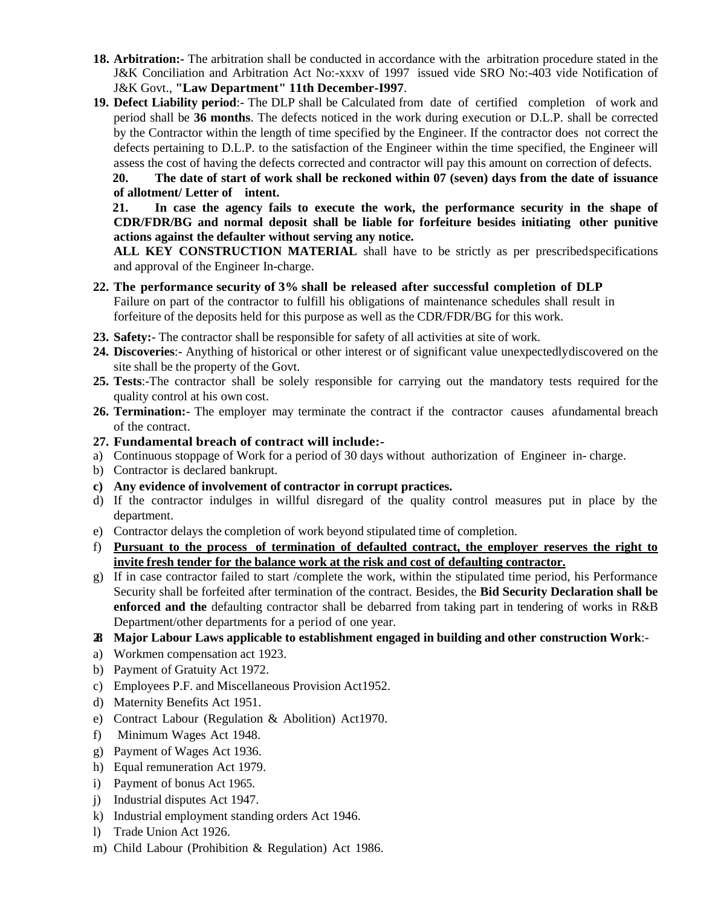18. **Arbitration:-** The arbitration shall be conducted in accordance with the arbitration procedure stated in the J&K Conciliation and Arbitration Act No:-xxxv of 1997 issued vide SRO No:-403 vide Notification of J&K Govt., **"Law Department" 11th December-I997**.

19. **Defect Liability period**:- The DLP shall be Calculated from date of certified completion of work and period shall be **36 months**. The defects noticed in the work during execution or D.L.P. shall be corrected by the Contractor within the length of time specified by the Engineer. If the contractor does not correct the defects pertaining to D.L.P. to the satisfaction of the Engineer within the time specified, the Engineer will assess the cost of having the defects corrected and contractor will pay this amount on correction of defects.

20. **The date of start of work shall be reckoned within 07 (seven) days from the date of issuance of allotment/ Letter of intent.**

21. **In case the agency fails to execute the work, the performance security in the shape of CDR/FDR/BG and normal deposit shall be liable for forfeiture besides initiating other punitive actions against the defaulter without serving any notice.**

**ALL KEY CONSTRUCTION MATERIAL** shall have to be strictly as per prescribedspecifications and approval of the Engineer In-charge.

22. **The performance security of 3% shall be released after successful completion of DLP**
Failure on part of the contractor to fulfill his obligations of maintenance schedules shall result in forfeiture of the deposits held for this purpose as well as the CDR/FDR/BG for this work.

23. **Safety:**- The contractor shall be responsible for safety of all activities at site of work.

24. **Discoveries**:- Anything of historical or other interest or of significant value unexpectedlydiscovered on the site shall be the property of the Govt.

25. **Tests**:-The contractor shall be solely responsible for carrying out the mandatory tests required for the quality control at his own cost.

26. **Termination:-** The employer may terminate the contract if the contractor causes afundamental breach of the contract.

27. **Fundamental breach of contract will include:-**

a) Continuous stoppage of Work for a period of 30 days without authorization of Engineer in- charge.
b) Contractor is declared bankrupt.
c) **Any evidence of involvement of contractor in corrupt practices.**
d) If the contractor indulges in willful disregard of the quality control measures put in place by the department.
e) Contractor delays the completion of work beyond stipulated time of completion.
f) **Pursuant to the process of termination of defaulted contract, the employer reserves the right to invite fresh tender for the balance work at the risk and cost of defaulting contractor.**
g) If in case contractor failed to start /complete the work, within the stipulated time period, his Performance Security shall be forfeited after termination of the contract. Besides, the **Bid Security Declaration shall be enforced and the** defaulting contractor shall be debarred from taking part in tendering of works in R&B Department/other departments for a period of one year.

28. **Major Labour Laws applicable to establishment engaged in building and other construction Work**:-

a) Workmen compensation act 1923.
b) Payment of Gratuity Act 1972.
c) Employees P.F. and Miscellaneous Provision Act1952.
d) Maternity Benefits Act 1951.
e) Contract Labour (Regulation & Abolition) Act1970.
f) Minimum Wages Act 1948.
g) Payment of Wages Act 1936.
h) Equal remuneration Act 1979.
i) Payment of bonus Act 1965.
j) Industrial disputes Act 1947.
k) Industrial employment standing orders Act 1946.
l) Trade Union Act 1926.
m) Child Labour (Prohibition & Regulation) Act 1986.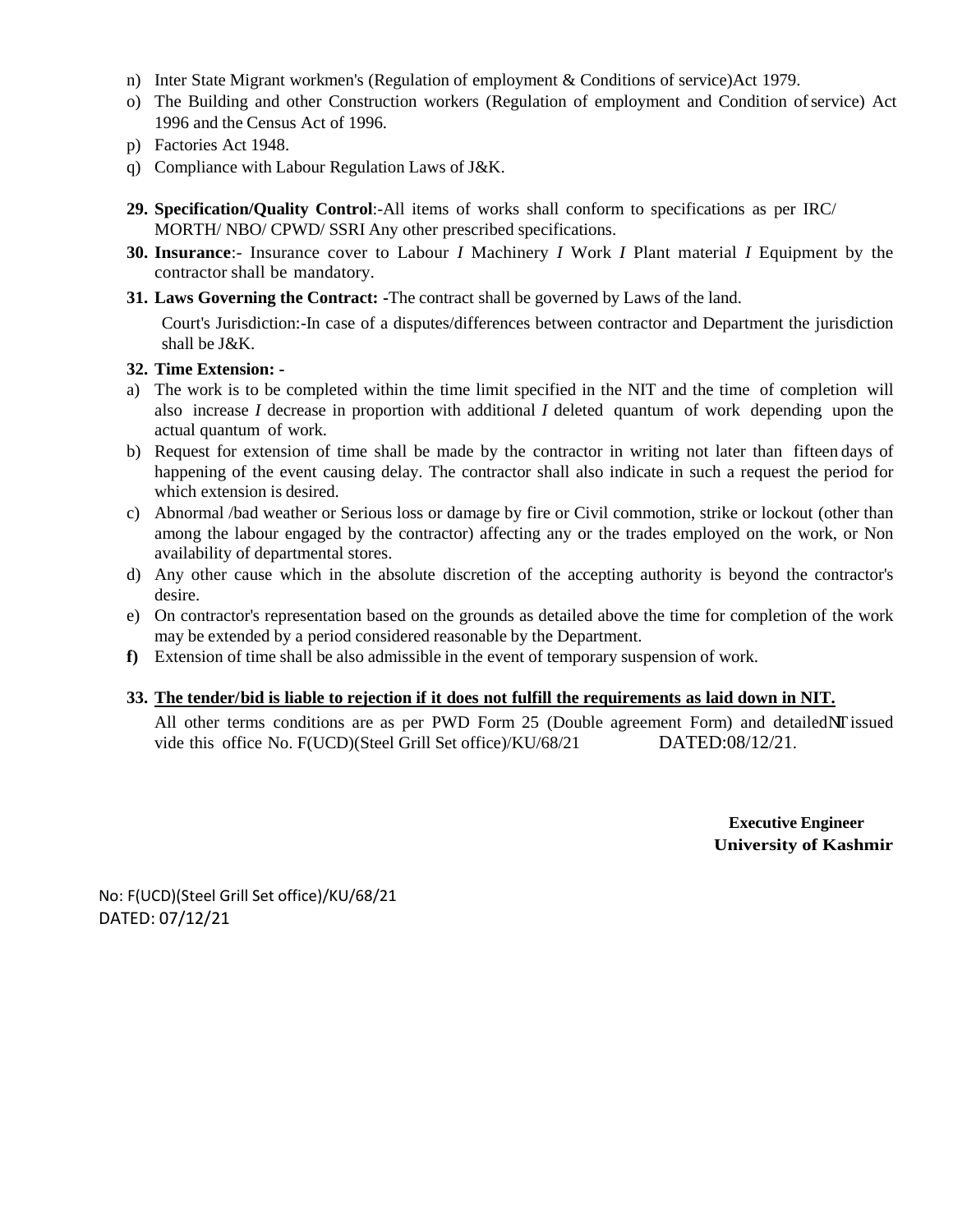n) Inter State Migrant workmen's (Regulation of employment & Conditions of service)Act 1979.
o) The Building and other Construction workers (Regulation of employment and Condition of service) Act 1996 and the Census Act of 1996.
p) Factories Act 1948.
q) Compliance with Labour Regulation Laws of J&K.

**29. Specification/Quality Control**:-All items of works shall conform to specifications as per IRC/ MORTH/ NBO/ CPWD/ SSRI Any other prescribed specifications.

**30. Insurance**:- Insurance cover to Labour *I* Machinery *I* Work *I* Plant material *I* Equipment by the contractor shall be mandatory.

**31. Laws Governing the Contract: -**The contract shall be governed by Laws of the land.

Court's Jurisdiction:-In case of a disputes/differences between contractor and Department the jurisdiction shall be J&K.

**32. Time Extension: -**

a) The work is to be completed within the time limit specified in the NIT and the time of completion will also increase *I* decrease in proportion with additional *I* deleted quantum of work depending upon the actual quantum of work.
b) Request for extension of time shall be made by the contractor in writing not later than fifteen days of happening of the event causing delay. The contractor shall also indicate in such a request the period for which extension is desired.
c) Abnormal /bad weather or Serious loss or damage by fire or Civil commotion, strike or lockout (other than among the labour engaged by the contractor) affecting any or the trades employed on the work, or Non availability of departmental stores.
d) Any other cause which in the absolute discretion of the accepting authority is beyond the contractor's desire.
e) On contractor's representation based on the grounds as detailed above the time for completion of the work may be extended by a period considered reasonable by the Department.
**f)** Extension of time shall be also admissible in the event of temporary suspension of work.

**33. <u>The tender/bid is liable to rejection if it does not fulfill the requirements as laid down in NIT.</u>**

All other terms conditions are as per PWD Form 25 (Double agreement Form) and detailed NIT issued vide this office No. F(UCD)(Steel Grill Set office)/KU/68/21 DATED:08/12/21.

**Executive Engineer**
**University of Kashmir**

No: F(UCD)(Steel Grill Set office)/KU/68/21
DATED: 07/12/21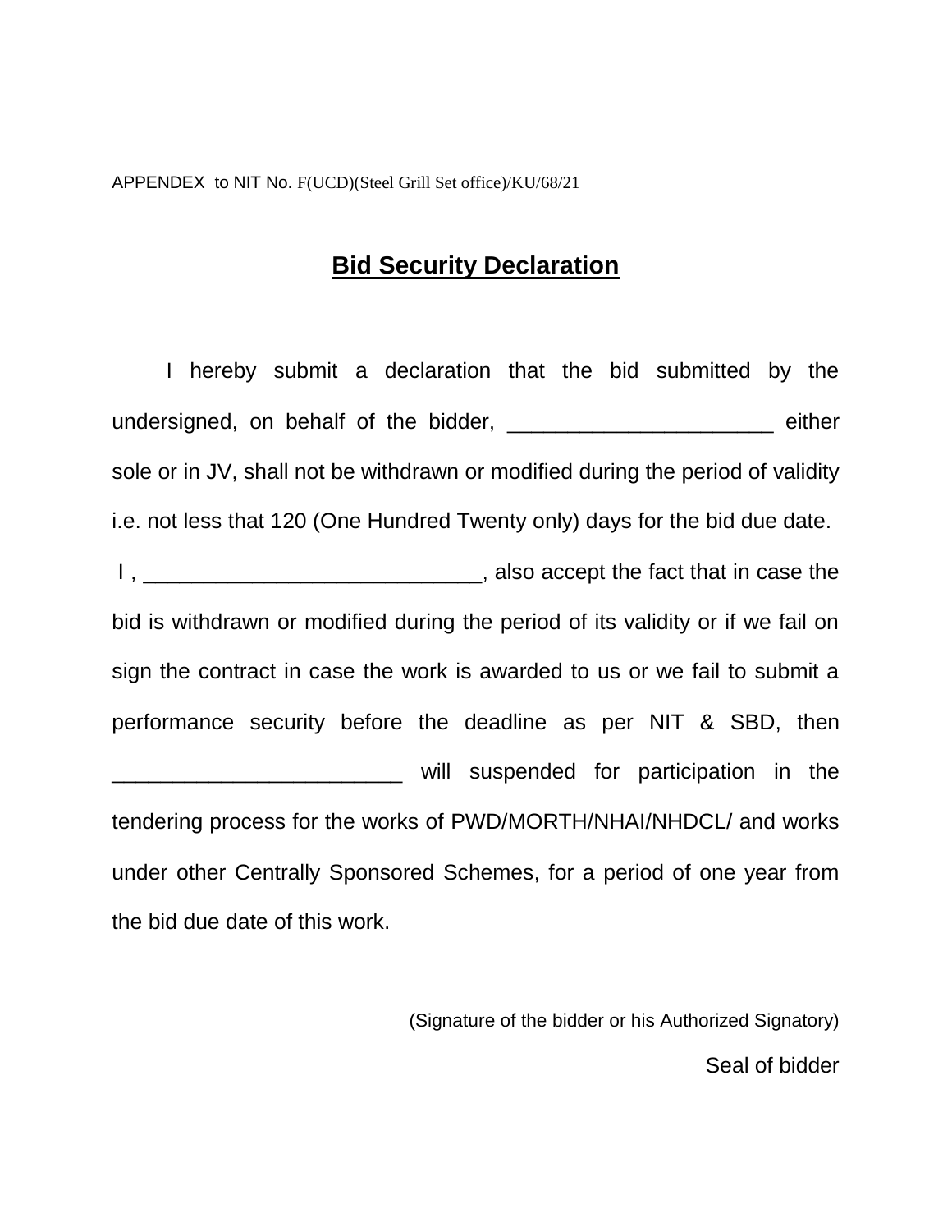APPENDEX to NIT No. F(UCD)(Steel Grill Set office)/KU/68/21

## Bid Security Declaration

I hereby submit a declaration that the bid submitted by the undersigned, on behalf of the bidder, ______________________ either sole or in JV, shall not be withdrawn or modified during the period of validity i.e. not less that 120 (One Hundred Twenty only) days for the bid due date.

I , ____________________________, also accept the fact that in case the bid is withdrawn or modified during the period of its validity or if we fail on sign the contract in case the work is awarded to us or we fail to submit a performance security before the deadline as per NIT & SBD, then ________________________ will suspended for participation in the tendering process for the works of PWD/MORTH/NHAI/NHDCL/ and works under other Centrally Sponsored Schemes, for a period of one year from the bid due date of this work.

(Signature of the bidder or his Authorized Signatory)

Seal of bidder